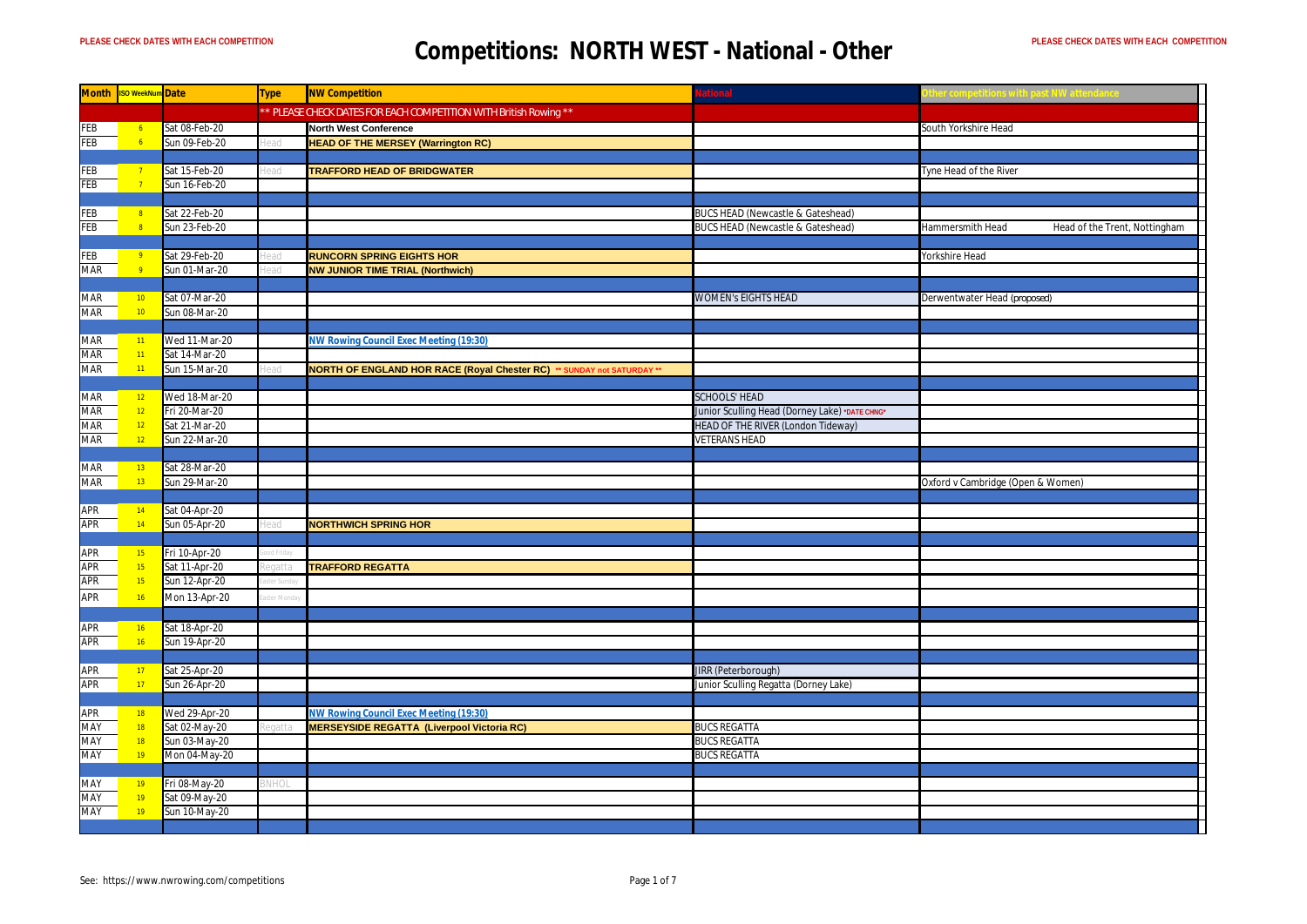# Competitions: NORTH WEST - National - Other

PLEASE CHECK DATES WITH EACH COMPETITION

| Month | ISO WeekNum | Date | Type | NW Competition | National | Other competitions with past NW attendance |
|---|---|---|---|---|---|---|
| | | | | ** PLEASE CHECK DATES FOR EACH COMPETITION WITH British Rowing ** | | |
| FEB | 6 | Sat 08-Feb-20 | | **North West Conference** | | South Yorkshire Head |
| FEB | 6 | Sun 09-Feb-20 | Head | **HEAD OF THE MERSEY (Warrington RC)** | | |
| | | | | | | |
| FEB | 7 | Sat 15-Feb-20 | Head | **TRAFFORD HEAD OF BRIDGWATER** | | Tyne Head of the River |
| FEB | 7 | Sun 16-Feb-20 | | | | |
| | | | | | | |
| FEB | 8 | Sat 22-Feb-20 | | | BUCS HEAD (Newcastle & Gateshead) | |
| FEB | 8 | Sun 23-Feb-20 | | | BUCS HEAD (Newcastle & Gateshead) | Hammersmith Head; Head of the Trent, Nottingham |
| | | | | | | |
| FEB | 9 | Sat 29-Feb-20 | Head | **RUNCORN SPRING EIGHTS HOR** | | Yorkshire Head |
| MAR | 9 | Sun 01-Mar-20 | Head | **NW JUNIOR TIME TRIAL (Northwich)** | | |
| | | | | | | |
| MAR | 10 | Sat 07-Mar-20 | | | WOMEN's EIGHTS HEAD | Derwentwater Head (proposed) |
| MAR | 10 | Sun 08-Mar-20 | | | | |
| | | | | | | |
| MAR | 11 | Wed 11-Mar-20 | | NW Rowing Council Exec Meeting (19:30) | | |
| MAR | 11 | Sat 14-Mar-20 | | | | |
| MAR | 11 | Sun 15-Mar-20 | Head | **NORTH OF ENGLAND HOR RACE (Royal Chester RC)** ** SUNDAY not SATURDAY ** | | |
| | | | | | | |
| MAR | 12 | Wed 18-Mar-20 | | | SCHOOLS' HEAD | |
| MAR | 12 | Fri 20-Mar-20 | | | Junior Sculling Head (Dorney Lake) *DATE CHNG* | |
| MAR | 12 | Sat 21-Mar-20 | | | HEAD OF THE RIVER (London Tideway) | |
| MAR | 12 | Sun 22-Mar-20 | | | VETERANS HEAD | |
| | | | | | | |
| MAR | 13 | Sat 28-Mar-20 | | | | |
| MAR | 13 | Sun 29-Mar-20 | | | | Oxford v Cambridge (Open & Women) |
| | | | | | | |
| APR | 14 | Sat 04-Apr-20 | | | | |
| APR | 14 | Sun 05-Apr-20 | Head | **NORTHWICH SPRING HOR** | | |
| | | | | | | |
| APR | 15 | Fri 10-Apr-20 | Good Friday | | | |
| APR | 15 | Sat 11-Apr-20 | Regatta | **TRAFFORD REGATTA** | | |
| APR | 15 | Sun 12-Apr-20 | Easter Sunday | | | |
| APR | 16 | Mon 13-Apr-20 | Easter Monday | | | |
| | | | | | | |
| APR | 16 | Sat 18-Apr-20 | | | | |
| APR | 16 | Sun 19-Apr-20 | | | | |
| | | | | | | |
| APR | 17 | Sat 25-Apr-20 | | | JIRR (Peterborough) | |
| APR | 17 | Sun 26-Apr-20 | | | Junior Sculling Regatta (Dorney Lake) | |
| | | | | | | |
| APR | 18 | Wed 29-Apr-20 | | NW Rowing Council Exec Meeting (19:30) | | |
| MAY | 18 | Sat 02-May-20 | Regatta | **MERSEYSIDE REGATTA (Liverpool Victoria RC)** | BUCS REGATTA | |
| MAY | 18 | Sun 03-May-20 | | | BUCS REGATTA | |
| MAY | 19 | Mon 04-May-20 | | | BUCS REGATTA | |
| | | | | | | |
| MAY | 19 | Fri 08-May-20 | BNHOL | | | |
| MAY | 19 | Sat 09-May-20 | | | | |
| MAY | 19 | Sun 10-May-20 | | | | |

See: https://www.nwrowing.com/competitions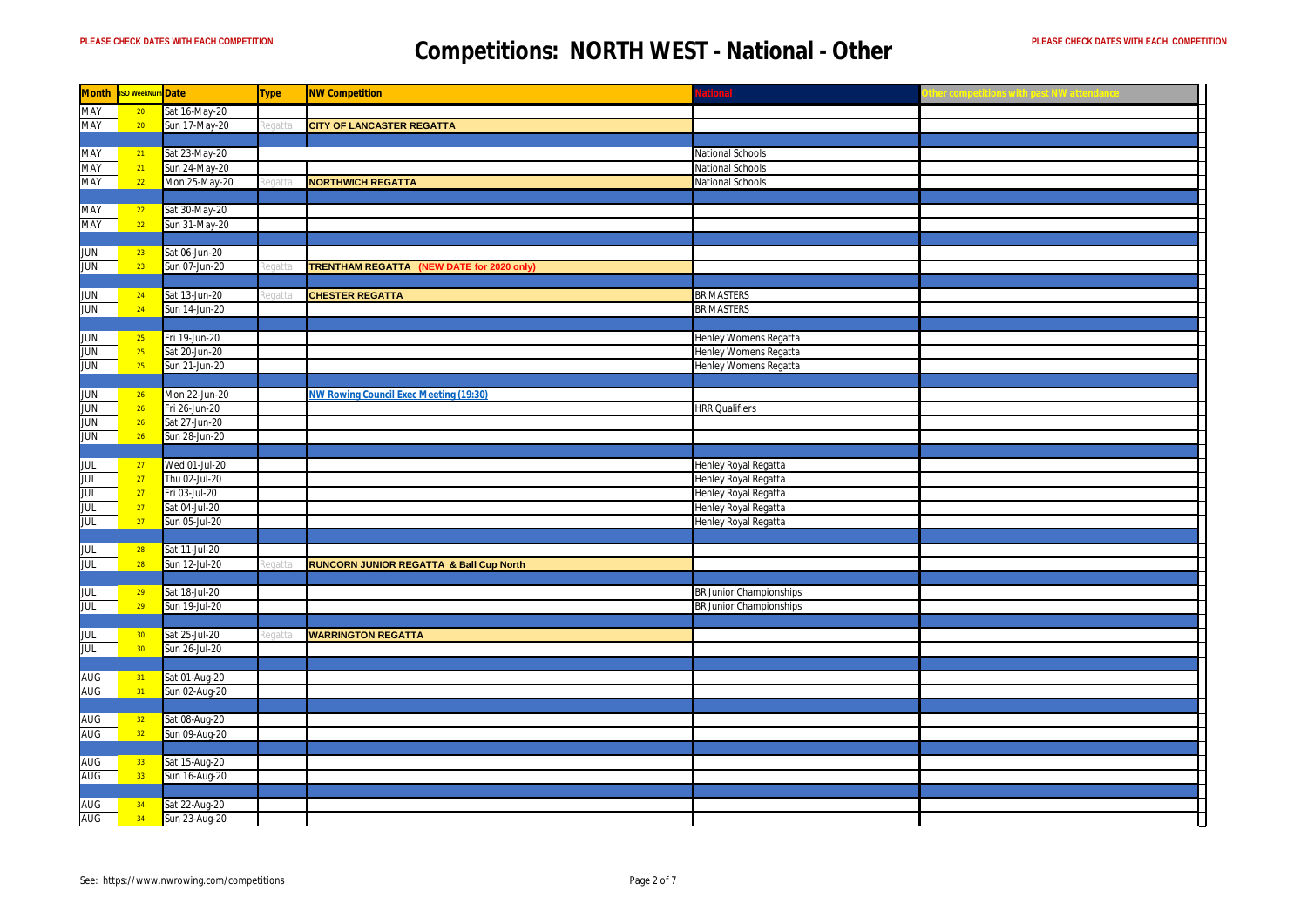PLEASE CHECK DATES WITH EACH COMPETITION

# Competitions: NORTH WEST - National - Other

PLEASE CHECK DATES WITH EACH COMPETITION

| Month | ISO WeekNum | Date | Type | NW Competition | National | Other competitions with past NW attendance |
|---|---|---|---|---|---|---|
| MAY | 20 | Sat 16-May-20 | | | | |
| MAY | 20 | Sun 17-May-20 | Regatta | **CITY OF LANCASTER REGATTA** | | |
| | | | | | | |
| MAY | 21 | Sat 23-May-20 | | | National Schools | |
| MAY | 21 | Sun 24-May-20 | | | National Schools | |
| MAY | 22 | Mon 25-May-20 | Regatta | **NORTHWICH REGATTA** | National Schools | |
| | | | | | | |
| MAY | 22 | Sat 30-May-20 | | | | |
| MAY | 22 | Sun 31-May-20 | | | | |
| | | | | | | |
| JUN | 23 | Sat 06-Jun-20 | | | | |
| JUN | 23 | Sun 07-Jun-20 | Regatta | **TRENTHAM REGATTA (NEW DATE for 2020 only)** | | |
| | | | | | | |
| JUN | 24 | Sat 13-Jun-20 | Regatta | **CHESTER REGATTA** | BR MASTERS | |
| JUN | 24 | Sun 14-Jun-20 | | | BR MASTERS | |
| | | | | | | |
| JUN | 25 | Fri 19-Jun-20 | | | Henley Womens Regatta | |
| JUN | 25 | Sat 20-Jun-20 | | | Henley Womens Regatta | |
| JUN | 25 | Sun 21-Jun-20 | | | Henley Womens Regatta | |
| | | | | | | |
| JUN | 26 | Mon 22-Jun-20 | | NW Rowing Council Exec Meeting (19:30) | | |
| JUN | 26 | Fri 26-Jun-20 | | | HRR Qualifiers | |
| JUN | 26 | Sat 27-Jun-20 | | | | |
| JUN | 26 | Sun 28-Jun-20 | | | | |
| | | | | | | |
| JUL | 27 | Wed 01-Jul-20 | | | Henley Royal Regatta | |
| JUL | 27 | Thu 02-Jul-20 | | | Henley Royal Regatta | |
| JUL | 27 | Fri 03-Jul-20 | | | Henley Royal Regatta | |
| JUL | 27 | Sat 04-Jul-20 | | | Henley Royal Regatta | |
| JUL | 27 | Sun 05-Jul-20 | | | Henley Royal Regatta | |
| | | | | | | |
| JUL | 28 | Sat 11-Jul-20 | | | | |
| JUL | 28 | Sun 12-Jul-20 | Regatta | **RUNCORN JUNIOR REGATTA & Ball Cup North** | | |
| | | | | | | |
| JUL | 29 | Sat 18-Jul-20 | | | BR Junior Championships | |
| JUL | 29 | Sun 19-Jul-20 | | | BR Junior Championships | |
| | | | | | | |
| JUL | 30 | Sat 25-Jul-20 | Regatta | **WARRINGTON REGATTA** | | |
| JUL | 30 | Sun 26-Jul-20 | | | | |
| | | | | | | |
| AUG | 31 | Sat 01-Aug-20 | | | | |
| AUG | 31 | Sun 02-Aug-20 | | | | |
| | | | | | | |
| AUG | 32 | Sat 08-Aug-20 | | | | |
| AUG | 32 | Sun 09-Aug-20 | | | | |
| | | | | | | |
| AUG | 33 | Sat 15-Aug-20 | | | | |
| AUG | 33 | Sun 16-Aug-20 | | | | |
| | | | | | | |
| AUG | 34 | Sat 22-Aug-20 | | | | |
| AUG | 34 | Sun 23-Aug-20 | | | | |

See: https://www.nwrowing.com/competitions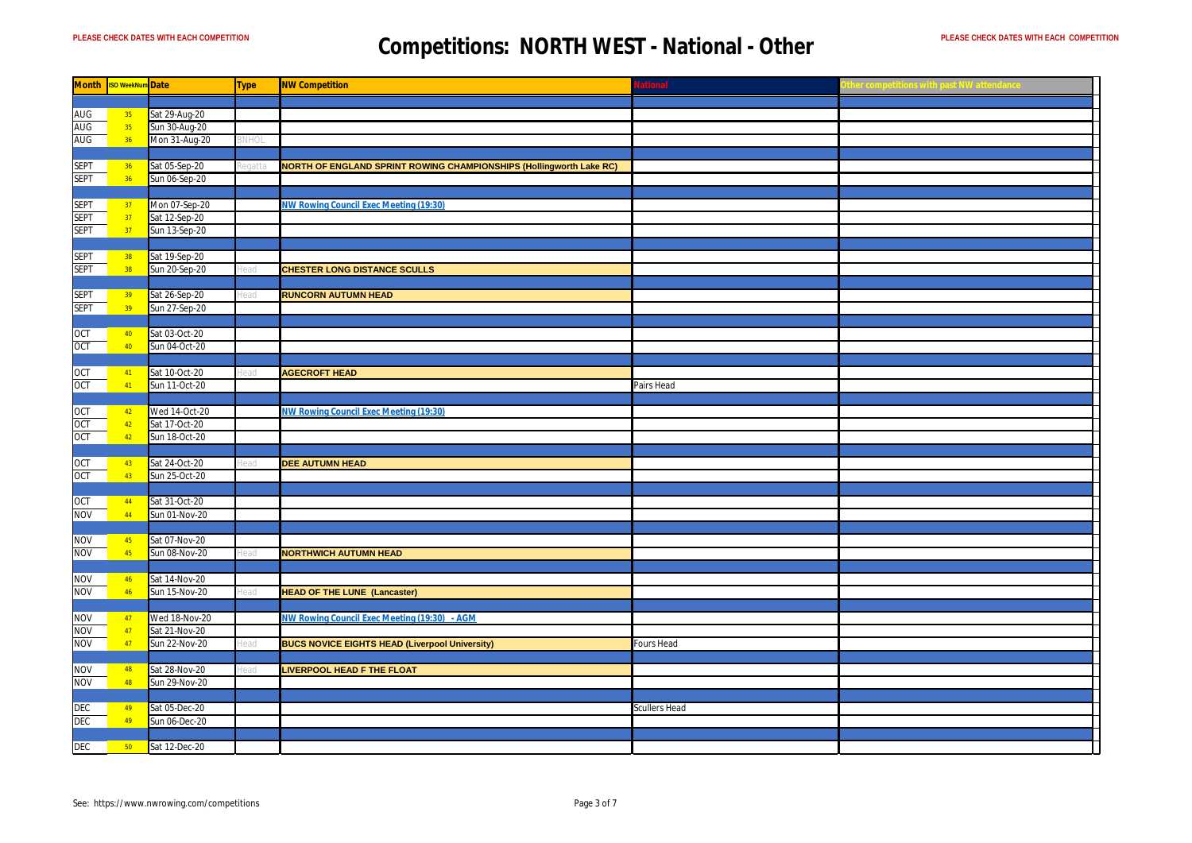PLEASE CHECK DATES WITH EACH COMPETITION

# Competitions: NORTH WEST - National - Other

PLEASE CHECK DATES WITH EACH COMPETITION

| Month | ISO WeekNum | Date | Type | NW Competition | National | Other competitions with past NW attendance |
|---|---|---|---|---|---|---|
| | | | | | | |
| AUG | 35 | Sat 29-Aug-20 | | | | |
| AUG | 35 | Sun 30-Aug-20 | | | | |
| AUG | 36 | Mon 31-Aug-20 | BNHOL | | | |
| | | | | | | |
| SEPT | 36 | Sat 05-Sep-20 | Regatta | NORTH OF ENGLAND SPRINT ROWING CHAMPIONSHIPS (Hollingworth Lake RC) | | |
| SEPT | 36 | Sun 06-Sep-20 | | | | |
| | | | | | | |
| SEPT | 37 | Mon 07-Sep-20 | | NW Rowing Council Exec Meeting (19:30) | | |
| SEPT | 37 | Sat 12-Sep-20 | | | | |
| SEPT | 37 | Sun 13-Sep-20 | | | | |
| | | | | | | |
| SEPT | 38 | Sat 19-Sep-20 | | | | |
| SEPT | 38 | Sun 20-Sep-20 | Head | CHESTER LONG DISTANCE SCULLS | | |
| | | | | | | |
| SEPT | 39 | Sat 26-Sep-20 | Head | RUNCORN AUTUMN HEAD | | |
| SEPT | 39 | Sun 27-Sep-20 | | | | |
| | | | | | | |
| OCT | 40 | Sat 03-Oct-20 | | | | |
| OCT | 40 | Sun 04-Oct-20 | | | | |
| | | | | | | |
| OCT | 41 | Sat 10-Oct-20 | Head | AGECROFT HEAD | | |
| OCT | 41 | Sun 11-Oct-20 | | | Pairs Head | |
| | | | | | | |
| OCT | 42 | Wed 14-Oct-20 | | NW Rowing Council Exec Meeting (19:30) | | |
| OCT | 42 | Sat 17-Oct-20 | | | | |
| OCT | 42 | Sun 18-Oct-20 | | | | |
| | | | | | | |
| OCT | 43 | Sat 24-Oct-20 | Head | DEE AUTUMN HEAD | | |
| OCT | 43 | Sun 25-Oct-20 | | | | |
| | | | | | | |
| OCT | 44 | Sat 31-Oct-20 | | | | |
| NOV | 44 | Sun 01-Nov-20 | | | | |
| | | | | | | |
| NOV | 45 | Sat 07-Nov-20 | | | | |
| NOV | 45 | Sun 08-Nov-20 | Head | NORTHWICH AUTUMN HEAD | | |
| | | | | | | |
| NOV | 46 | Sat 14-Nov-20 | | | | |
| NOV | 46 | Sun 15-Nov-20 | Head | HEAD OF THE LUNE (Lancaster) | | |
| | | | | | | |
| NOV | 47 | Wed 18-Nov-20 | | NW Rowing Council Exec Meeting (19:30) - AGM | | |
| NOV | 47 | Sat 21-Nov-20 | | | | |
| NOV | 47 | Sun 22-Nov-20 | Head | BUCS NOVICE EIGHTS HEAD (Liverpool University) | Fours Head | |
| | | | | | | |
| NOV | 48 | Sat 28-Nov-20 | Head | LIVERPOOL HEAD F THE FLOAT | | |
| NOV | 48 | Sun 29-Nov-20 | | | | |
| | | | | | | |
| DEC | 49 | Sat 05-Dec-20 | | | Scullers Head | |
| DEC | 49 | Sun 06-Dec-20 | | | | |
| | | | | | | |
| DEC | 50 | Sat 12-Dec-20 | | | | |

See: https://www.nwrowing.com/competitions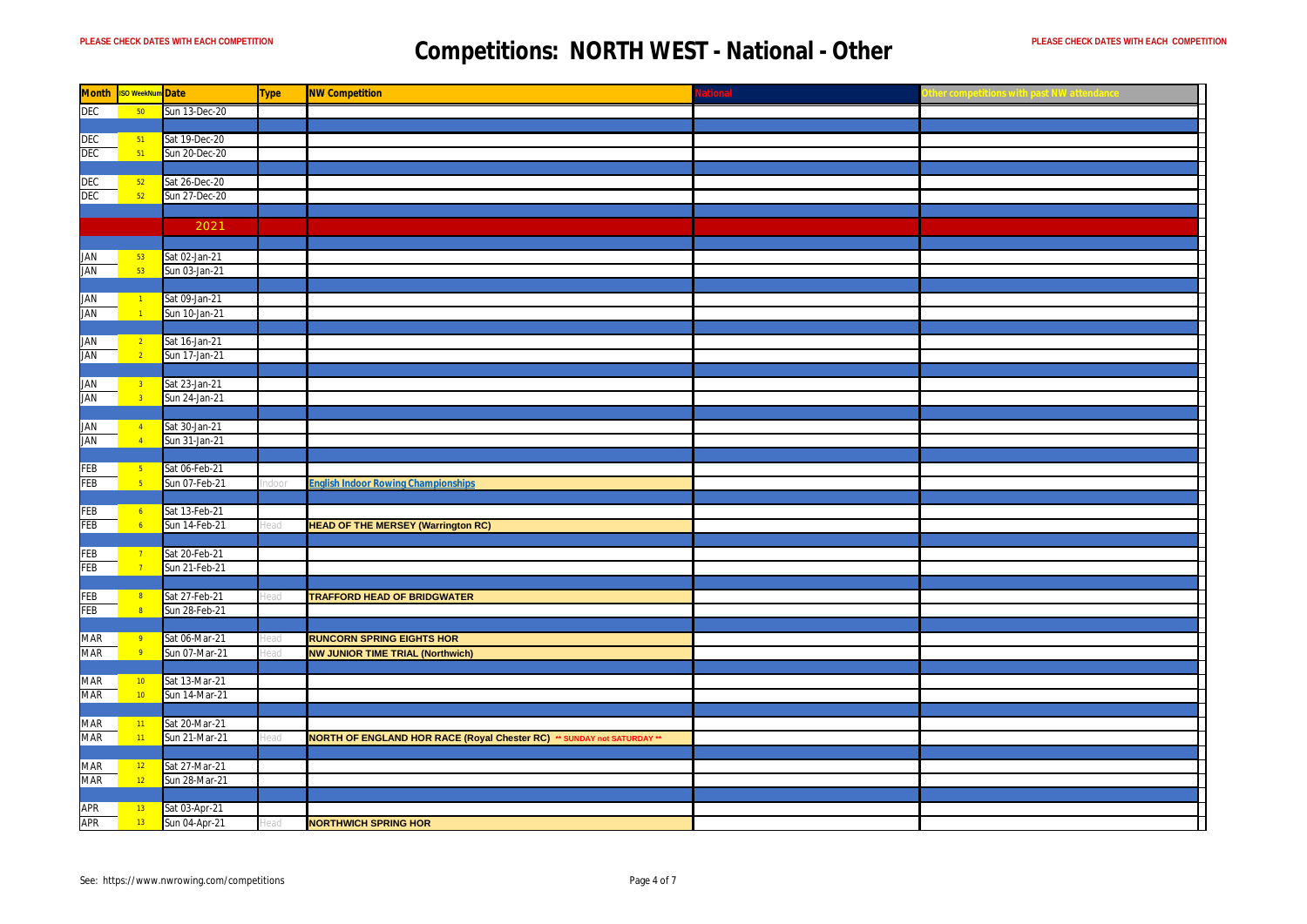PLEASE CHECK DATES WITH EACH COMPETITION

# Competitions: NORTH WEST - National - Other

PLEASE CHECK DATES WITH EACH COMPETITION

| Month | ISO WeekNum | Date | Type | NW Competition | National | Other competitions with past NW attendance |
|---|---|---|---|---|---|---|
| DEC | 50 | Sun 13-Dec-20 | | | | |
| | | | | | | |
| DEC | 51 | Sat 19-Dec-20 | | | | |
| DEC | 51 | Sun 20-Dec-20 | | | | |
| | | | | | | |
| DEC | 52 | Sat 26-Dec-20 | | | | |
| DEC | 52 | Sun 27-Dec-20 | | | | |
| | | | | | | |
| | | 2021 | | | | |
| | | | | | | |
| JAN | 53 | Sat 02-Jan-21 | | | | |
| JAN | 53 | Sun 03-Jan-21 | | | | |
| | | | | | | |
| JAN | 1 | Sat 09-Jan-21 | | | | |
| JAN | 1 | Sun 10-Jan-21 | | | | |
| | | | | | | |
| JAN | 2 | Sat 16-Jan-21 | | | | |
| JAN | 2 | Sun 17-Jan-21 | | | | |
| | | | | | | |
| JAN | 3 | Sat 23-Jan-21 | | | | |
| JAN | 3 | Sun 24-Jan-21 | | | | |
| | | | | | | |
| JAN | 4 | Sat 30-Jan-21 | | | | |
| JAN | 4 | Sun 31-Jan-21 | | | | |
| | | | | | | |
| FEB | 5 | Sat 06-Feb-21 | | | | |
| FEB | 5 | Sun 07-Feb-21 | Indoor | English Indoor Rowing Championships | | |
| | | | | | | |
| FEB | 6 | Sat 13-Feb-21 | | | | |
| FEB | 6 | Sun 14-Feb-21 | Head | HEAD OF THE MERSEY (Warrington RC) | | |
| | | | | | | |
| FEB | 7 | Sat 20-Feb-21 | | | | |
| FEB | 7 | Sun 21-Feb-21 | | | | |
| | | | | | | |
| FEB | 8 | Sat 27-Feb-21 | Head | TRAFFORD HEAD OF BRIDGWATER | | |
| FEB | 8 | Sun 28-Feb-21 | | | | |
| | | | | | | |
| MAR | 9 | Sat 06-Mar-21 | Head | RUNCORN SPRING EIGHTS HOR | | |
| MAR | 9 | Sun 07-Mar-21 | Head | NW JUNIOR TIME TRIAL (Northwich) | | |
| | | | | | | |
| MAR | 10 | Sat 13-Mar-21 | | | | |
| MAR | 10 | Sun 14-Mar-21 | | | | |
| | | | | | | |
| MAR | 11 | Sat 20-Mar-21 | | | | |
| MAR | 11 | Sun 21-Mar-21 | Head | NORTH OF ENGLAND HOR RACE (Royal Chester RC) ** SUNDAY not SATURDAY ** | | |
| | | | | | | |
| MAR | 12 | Sat 27-Mar-21 | | | | |
| MAR | 12 | Sun 28-Mar-21 | | | | |
| | | | | | | |
| APR | 13 | Sat 03-Apr-21 | | | | |
| APR | 13 | Sun 04-Apr-21 | Head | NORTHWICH SPRING HOR | | |

See: https://www.nwrowing.com/competitions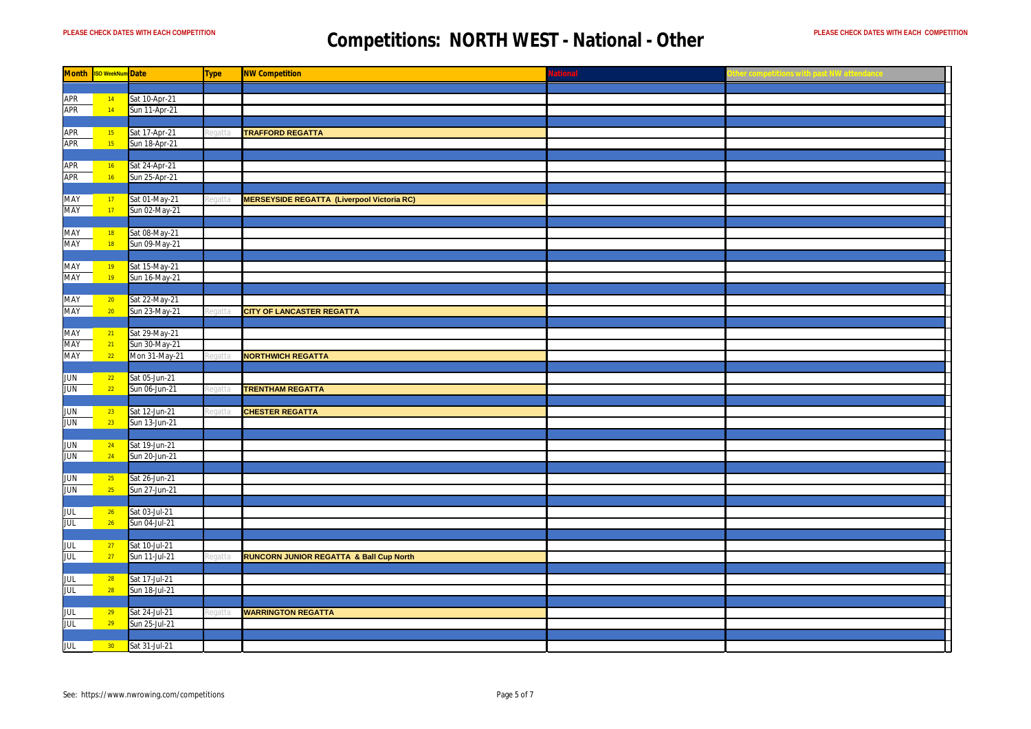PLEASE CHECK DATES WITH EACH COMPETITION

# Competitions: NORTH WEST - National - Other

PLEASE CHECK DATES WITH EACH COMPETITION

| Month | ISO WeekNum | Date | Type | NW Competition | National | Other competitions with past NW attendance |
|---|---|---|---|---|---|---|
| | | | | | | |
| APR | 14 | Sat 10-Apr-21 | | | | |
| APR | 14 | Sun 11-Apr-21 | | | | |
| | | | | | | |
| APR | 15 | Sat 17-Apr-21 | Regatta | TRAFFORD REGATTA | | |
| APR | 15 | Sun 18-Apr-21 | | | | |
| | | | | | | |
| APR | 16 | Sat 24-Apr-21 | | | | |
| APR | 16 | Sun 25-Apr-21 | | | | |
| | | | | | | |
| MAY | 17 | Sat 01-May-21 | Regatta | MERSEYSIDE REGATTA (Liverpool Victoria RC) | | |
| MAY | 17 | Sun 02-May-21 | | | | |
| | | | | | | |
| MAY | 18 | Sat 08-May-21 | | | | |
| MAY | 18 | Sun 09-May-21 | | | | |
| | | | | | | |
| MAY | 19 | Sat 15-May-21 | | | | |
| MAY | 19 | Sun 16-May-21 | | | | |
| | | | | | | |
| MAY | 20 | Sat 22-May-21 | | | | |
| MAY | 20 | Sun 23-May-21 | Regatta | CITY OF LANCASTER REGATTA | | |
| | | | | | | |
| MAY | 21 | Sat 29-May-21 | | | | |
| MAY | 21 | Sun 30-May-21 | | | | |
| MAY | 22 | Mon 31-May-21 | Regatta | NORTHWICH REGATTA | | |
| | | | | | | |
| JUN | 22 | Sat 05-Jun-21 | | | | |
| JUN | 22 | Sun 06-Jun-21 | Regatta | TRENTHAM REGATTA | | |
| | | | | | | |
| JUN | 23 | Sat 12-Jun-21 | Regatta | CHESTER REGATTA | | |
| JUN | 23 | Sun 13-Jun-21 | | | | |
| | | | | | | |
| JUN | 24 | Sat 19-Jun-21 | | | | |
| JUN | 24 | Sun 20-Jun-21 | | | | |
| | | | | | | |
| JUN | 25 | Sat 26-Jun-21 | | | | |
| JUN | 25 | Sun 27-Jun-21 | | | | |
| | | | | | | |
| JUL | 26 | Sat 03-Jul-21 | | | | |
| JUL | 26 | Sun 04-Jul-21 | | | | |
| | | | | | | |
| JUL | 27 | Sat 10-Jul-21 | | | | |
| JUL | 27 | Sun 11-Jul-21 | Regatta | RUNCORN JUNIOR REGATTA & Ball Cup North | | |
| | | | | | | |
| JUL | 28 | Sat 17-Jul-21 | | | | |
| JUL | 28 | Sun 18-Jul-21 | | | | |
| | | | | | | |
| JUL | 29 | Sat 24-Jul-21 | Regatta | WARRINGTON REGATTA | | |
| JUL | 29 | Sun 25-Jul-21 | | | | |
| | | | | | | |
| JUL | 30 | Sat 31-Jul-21 | | | | |

See: https://www.nwrowing.com/competitions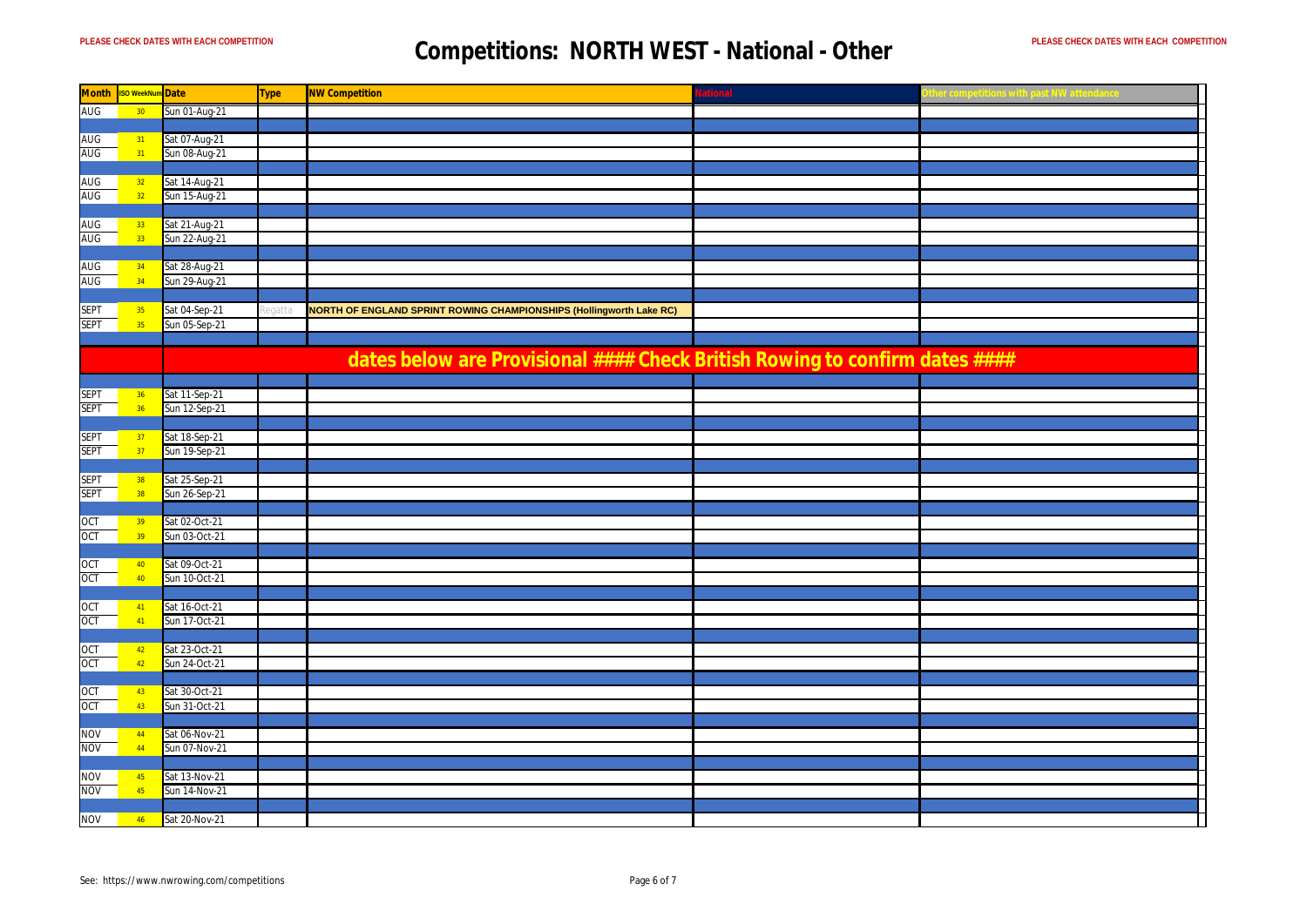PLEASE CHECK DATES WITH EACH COMPETITION

# Competitions: NORTH WEST - National - Other

PLEASE CHECK DATES WITH EACH COMPETITION

| Month | ISO WeekNum | Date | Type | NW Competition | National | Other competitions with past NW attendance |
|---|---|---|---|---|---|---|
| AUG | 30 | Sun 01-Aug-21 | | | | |
| | | | | | | |
| AUG | 31 | Sat 07-Aug-21 | | | | |
| AUG | 31 | Sun 08-Aug-21 | | | | |
| | | | | | | |
| AUG | 32 | Sat 14-Aug-21 | | | | |
| AUG | 32 | Sun 15-Aug-21 | | | | |
| | | | | | | |
| AUG | 33 | Sat 21-Aug-21 | | | | |
| AUG | 33 | Sun 22-Aug-21 | | | | |
| | | | | | | |
| AUG | 34 | Sat 28-Aug-21 | | | | |
| AUG | 34 | Sun 29-Aug-21 | | | | |
| | | | | | | |
| SEPT | 35 | Sat 04-Sep-21 | Regatta | NORTH OF ENGLAND SPRINT ROWING CHAMPIONSHIPS (Hollingworth Lake RC) | | |
| SEPT | 35 | Sun 05-Sep-21 | | | | |
| | | | | | | |
| | | **dates below are Provisional #### Check British Rowing to confirm dates ####** | | | | |
| | | | | | | |
| SEPT | 36 | Sat 11-Sep-21 | | | | |
| SEPT | 36 | Sun 12-Sep-21 | | | | |
| | | | | | | |
| SEPT | 37 | Sat 18-Sep-21 | | | | |
| SEPT | 37 | Sun 19-Sep-21 | | | | |
| | | | | | | |
| SEPT | 38 | Sat 25-Sep-21 | | | | |
| SEPT | 38 | Sun 26-Sep-21 | | | | |
| | | | | | | |
| OCT | 39 | Sat 02-Oct-21 | | | | |
| OCT | 39 | Sun 03-Oct-21 | | | | |
| | | | | | | |
| OCT | 40 | Sat 09-Oct-21 | | | | |
| OCT | 40 | Sun 10-Oct-21 | | | | |
| | | | | | | |
| OCT | 41 | Sat 16-Oct-21 | | | | |
| OCT | 41 | Sun 17-Oct-21 | | | | |
| | | | | | | |
| OCT | 42 | Sat 23-Oct-21 | | | | |
| OCT | 42 | Sun 24-Oct-21 | | | | |
| | | | | | | |
| OCT | 43 | Sat 30-Oct-21 | | | | |
| OCT | 43 | Sun 31-Oct-21 | | | | |
| | | | | | | |
| NOV | 44 | Sat 06-Nov-21 | | | | |
| NOV | 44 | Sun 07-Nov-21 | | | | |
| | | | | | | |
| NOV | 45 | Sat 13-Nov-21 | | | | |
| NOV | 45 | Sun 14-Nov-21 | | | | |
| | | | | | | |
| NOV | 46 | Sat 20-Nov-21 | | | | |

See: https://www.nwrowing.com/competitions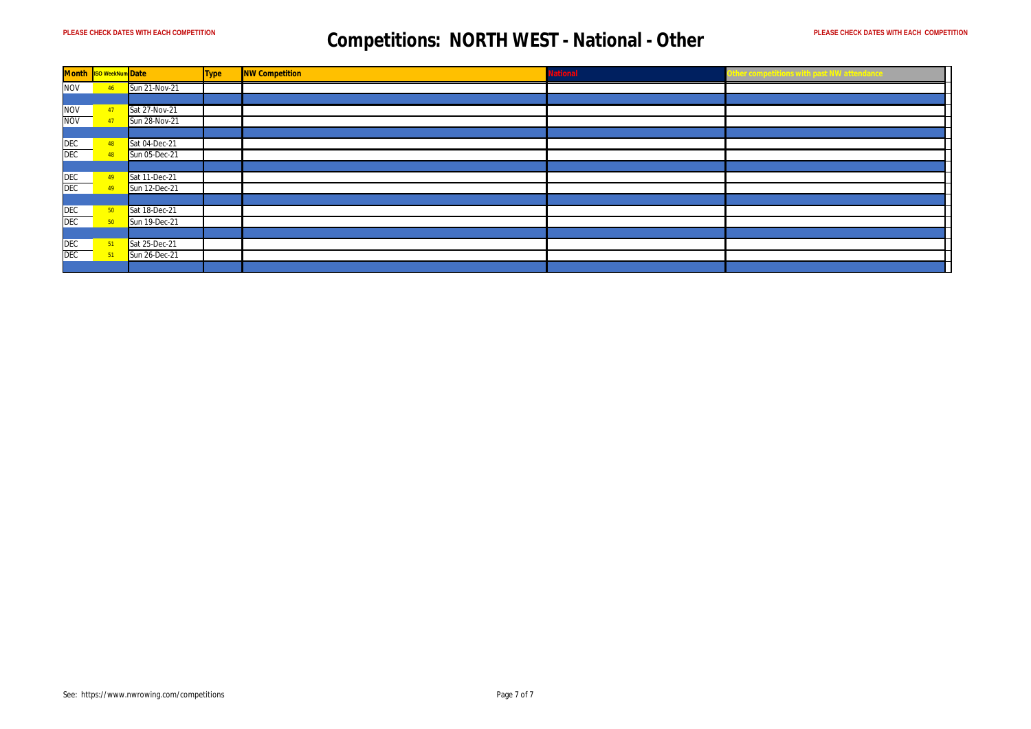PLEASE CHECK DATES WITH EACH COMPETITION

# Competitions: NORTH WEST - National - Other

PLEASE CHECK DATES WITH EACH COMPETITION

| Month | ISO WeekNum | Date | Type | NW Competition | National | Other competitions with past NW attendance |
|---|---|---|---|---|---|---|
| NOV | 46 | Sun 21-Nov-21 | | | | |
| | | | | | | |
| NOV | 47 | Sat 27-Nov-21 | | | | |
| NOV | 47 | Sun 28-Nov-21 | | | | |
| | | | | | | |
| DEC | 48 | Sat 04-Dec-21 | | | | |
| DEC | 48 | Sun 05-Dec-21 | | | | |
| | | | | | | |
| DEC | 49 | Sat 11-Dec-21 | | | | |
| DEC | 49 | Sun 12-Dec-21 | | | | |
| | | | | | | |
| DEC | 50 | Sat 18-Dec-21 | | | | |
| DEC | 50 | Sun 19-Dec-21 | | | | |
| | | | | | | |
| DEC | 51 | Sat 25-Dec-21 | | | | |
| DEC | 51 | Sun 26-Dec-21 | | | | |
| | | | | | | |

See: https://www.nwrowing.com/competitions